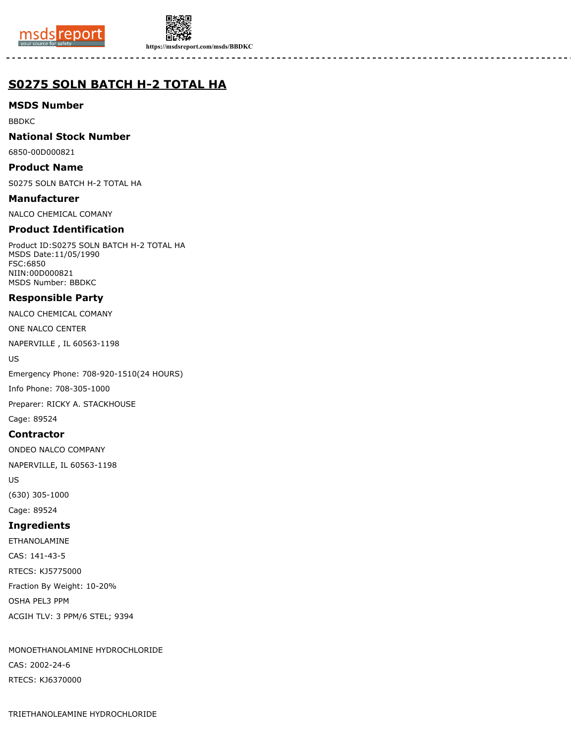# S0275 SOLN BATCH H-2 TOTAL HA

## MSDS Number

BBDKC

## National Stock Number

6850-00D000821

## Product Name

S0275 SOLN BATCH H-2 TOTAL HA

## Manufacturer

NALCO CHEMICAL COMANY

## Product Identification

Product ID:S0275 SOLN BATCH H-2 TOTAL HA
MSDS Date:11/05/1990
FSC:6850
NIIN:00D000821
MSDS Number: BBDKC

## Responsible Party

NALCO CHEMICAL COMANY

ONE NALCO CENTER

NAPERVILLE , IL 60563-1198

US

Emergency Phone: 708-920-1510(24 HOURS)

Info Phone: 708-305-1000

Preparer: RICKY A. STACKHOUSE

Cage: 89524

## Contractor

ONDEO NALCO COMPANY

NAPERVILLE, IL 60563-1198

US

(630) 305-1000

Cage: 89524

## Ingredients

ETHANOLAMINE

CAS: 141-43-5

RTECS: KJ5775000

Fraction By Weight: 10-20%

OSHA PEL3 PPM

ACGIH TLV: 3 PPM/6 STEL; 9394

MONOETHANOLAMINE HYDROCHLORIDE

CAS: 2002-24-6

RTECS: KJ6370000

TRIETHANOLEAMINE HYDROCHLORIDE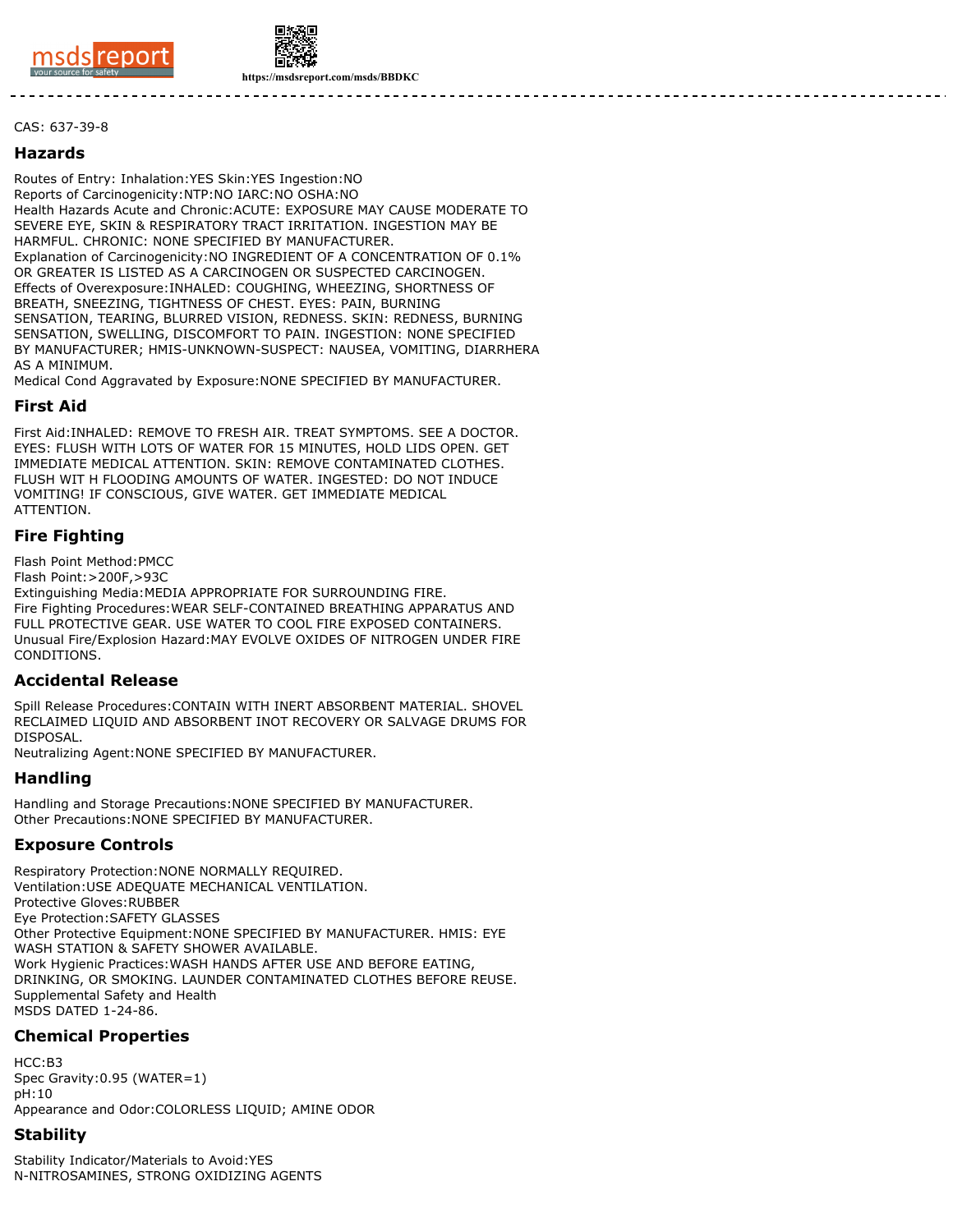CAS: 637-39-8

## Hazards

Routes of Entry: Inhalation:YES Skin:YES Ingestion:NO
Reports of Carcinogenicity:NTP:NO IARC:NO OSHA:NO
Health Hazards Acute and Chronic:ACUTE: EXPOSURE MAY CAUSE MODERATE TO SEVERE EYE, SKIN & RESPIRATORY TRACT IRRITATION. INGESTION MAY BE HARMFUL. CHRONIC: NONE SPECIFIED BY MANUFACTURER.
Explanation of Carcinogenicity:NO INGREDIENT OF A CONCENTRATION OF 0.1% OR GREATER IS LISTED AS A CARCINOGEN OR SUSPECTED CARCINOGEN.
Effects of Overexposure:INHALED: COUGHING, WHEEZING, SHORTNESS OF BREATH, SNEEZING, TIGHTNESS OF CHEST. EYES: PAIN, BURNING SENSATION, TEARING, BLURRED VISION, REDNESS. SKIN: REDNESS, BURNING SENSATION, SWELLING, DISCOMFORT TO PAIN. INGESTION: NONE SPECIFIED BY MANUFACTURER; HMIS-UNKNOWN-SUSPECT: NAUSEA, VOMITING, DIARRHERA AS A MINIMUM.
Medical Cond Aggravated by Exposure:NONE SPECIFIED BY MANUFACTURER.

## First Aid

First Aid:INHALED: REMOVE TO FRESH AIR. TREAT SYMPTOMS. SEE A DOCTOR. EYES: FLUSH WITH LOTS OF WATER FOR 15 MINUTES, HOLD LIDS OPEN. GET IMMEDIATE MEDICAL ATTENTION. SKIN: REMOVE CONTAMINATED CLOTHES. FLUSH WIT H FLOODING AMOUNTS OF WATER. INGESTED: DO NOT INDUCE VOMITING! IF CONSCIOUS, GIVE WATER. GET IMMEDIATE MEDICAL ATTENTION.

## Fire Fighting

Flash Point Method:PMCC
Flash Point:>200F,>93C
Extinguishing Media:MEDIA APPROPRIATE FOR SURROUNDING FIRE.
Fire Fighting Procedures:WEAR SELF-CONTAINED BREATHING APPARATUS AND FULL PROTECTIVE GEAR. USE WATER TO COOL FIRE EXPOSED CONTAINERS.
Unusual Fire/Explosion Hazard:MAY EVOLVE OXIDES OF NITROGEN UNDER FIRE CONDITIONS.

## Accidental Release

Spill Release Procedures:CONTAIN WITH INERT ABSORBENT MATERIAL. SHOVEL RECLAIMED LIQUID AND ABSORBENT INOT RECOVERY OR SALVAGE DRUMS FOR DISPOSAL.
Neutralizing Agent:NONE SPECIFIED BY MANUFACTURER.

## Handling

Handling and Storage Precautions:NONE SPECIFIED BY MANUFACTURER.
Other Precautions:NONE SPECIFIED BY MANUFACTURER.

## Exposure Controls

Respiratory Protection:NONE NORMALLY REQUIRED.
Ventilation:USE ADEQUATE MECHANICAL VENTILATION.
Protective Gloves:RUBBER
Eye Protection:SAFETY GLASSES
Other Protective Equipment:NONE SPECIFIED BY MANUFACTURER. HMIS: EYE WASH STATION & SAFETY SHOWER AVAILABLE.
Work Hygienic Practices:WASH HANDS AFTER USE AND BEFORE EATING, DRINKING, OR SMOKING. LAUNDER CONTAMINATED CLOTHES BEFORE REUSE.
Supplemental Safety and Health
MSDS DATED 1-24-86.

## Chemical Properties

HCC:B3
Spec Gravity:0.95 (WATER=1)
pH:10
Appearance and Odor:COLORLESS LIQUID; AMINE ODOR

## Stability

Stability Indicator/Materials to Avoid:YES
N-NITROSAMINES, STRONG OXIDIZING AGENTS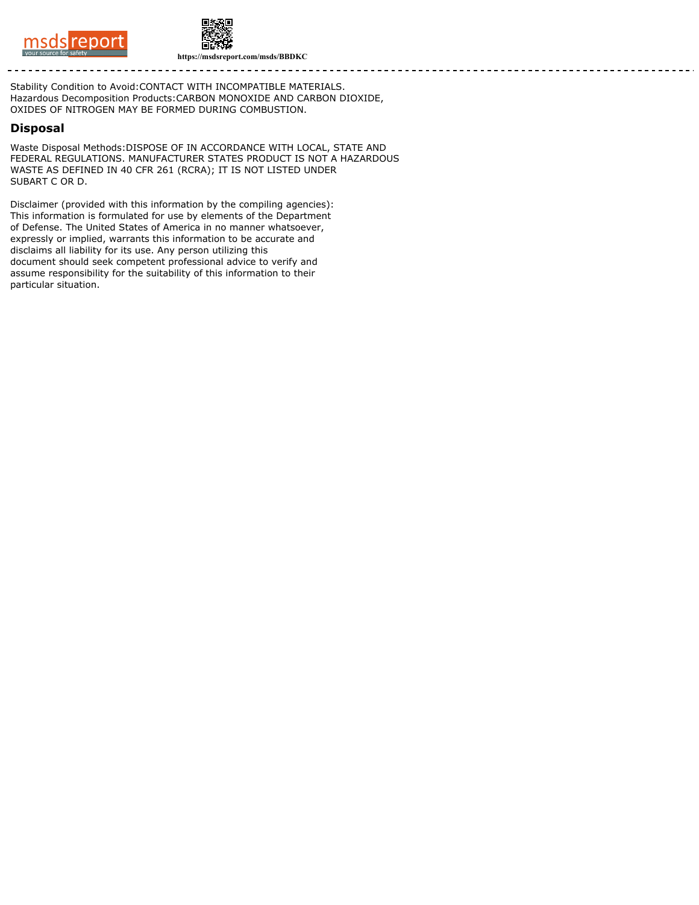Stability Condition to Avoid:CONTACT WITH INCOMPATIBLE MATERIALS.
Hazardous Decomposition Products:CARBON MONOXIDE AND CARBON DIOXIDE, OXIDES OF NITROGEN MAY BE FORMED DURING COMBUSTION.

## Disposal

Waste Disposal Methods:DISPOSE OF IN ACCORDANCE WITH LOCAL, STATE AND FEDERAL REGULATIONS. MANUFACTURER STATES PRODUCT IS NOT A HAZARDOUS WASTE AS DEFINED IN 40 CFR 261 (RCRA); IT IS NOT LISTED UNDER SUBART C OR D.

Disclaimer (provided with this information by the compiling agencies): This information is formulated for use by elements of the Department of Defense. The United States of America in no manner whatsoever, expressly or implied, warrants this information to be accurate and disclaims all liability for its use. Any person utilizing this document should seek competent professional advice to verify and assume responsibility for the suitability of this information to their particular situation.